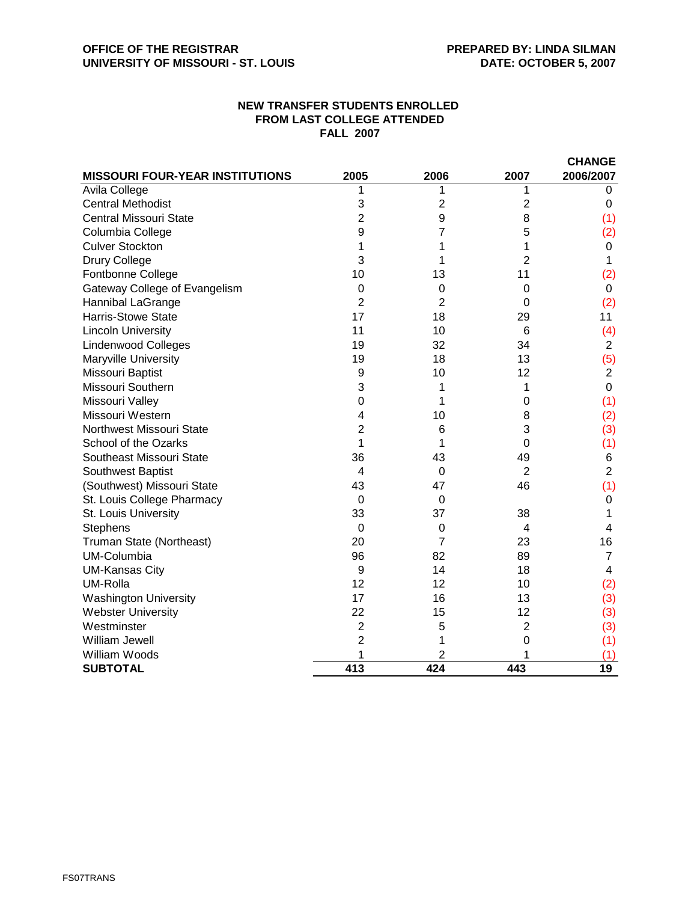OFFICE OF THE REGISTRAR
UNIVERSITY OF MISSOURI - ST. LOUIS

PREPARED BY: LINDA SILMAN
DATE: OCTOBER 5, 2007

## NEW TRANSFER STUDENTS ENROLLED FROM LAST COLLEGE ATTENDED FALL 2007

| MISSOURI FOUR-YEAR INSTITUTIONS | 2005 | 2006 | 2007 | CHANGE 2006/2007 |
|---|---|---|---|---|
| Avila College | 1 | 1 | 1 | 0 |
| Central Methodist | 3 | 2 | 2 | 0 |
| Central Missouri State | 2 | 9 | 8 | (1) |
| Columbia College | 9 | 7 | 5 | (2) |
| Culver Stockton | 1 | 1 | 1 | 0 |
| Drury College | 3 | 1 | 2 | 1 |
| Fontbonne College | 10 | 13 | 11 | (2) |
| Gateway College of Evangelism | 0 | 0 | 0 | 0 |
| Hannibal LaGrange | 2 | 2 | 0 | (2) |
| Harris-Stowe State | 17 | 18 | 29 | 11 |
| Lincoln University | 11 | 10 | 6 | (4) |
| Lindenwood Colleges | 19 | 32 | 34 | 2 |
| Maryville University | 19 | 18 | 13 | (5) |
| Missouri Baptist | 9 | 10 | 12 | 2 |
| Missouri Southern | 3 | 1 | 1 | 0 |
| Missouri Valley | 0 | 1 | 0 | (1) |
| Missouri Western | 4 | 10 | 8 | (2) |
| Northwest Missouri State | 2 | 6 | 3 | (3) |
| School of the Ozarks | 1 | 1 | 0 | (1) |
| Southeast Missouri State | 36 | 43 | 49 | 6 |
| Southwest Baptist | 4 | 0 | 2 | 2 |
| (Southwest) Missouri State | 43 | 47 | 46 | (1) |
| St. Louis College Pharmacy | 0 | 0 | | 0 |
| St. Louis University | 33 | 37 | 38 | 1 |
| Stephens | 0 | 0 | 4 | 4 |
| Truman State (Northeast) | 20 | 7 | 23 | 16 |
| UM-Columbia | 96 | 82 | 89 | 7 |
| UM-Kansas City | 9 | 14 | 18 | 4 |
| UM-Rolla | 12 | 12 | 10 | (2) |
| Washington University | 17 | 16 | 13 | (3) |
| Webster University | 22 | 15 | 12 | (3) |
| Westminster | 2 | 5 | 2 | (3) |
| William Jewell | 2 | 1 | 0 | (1) |
| William Woods | 1 | 2 | 1 | (1) |
| **SUBTOTAL** | **413** | **424** | **443** | **19** |

FS07TRANS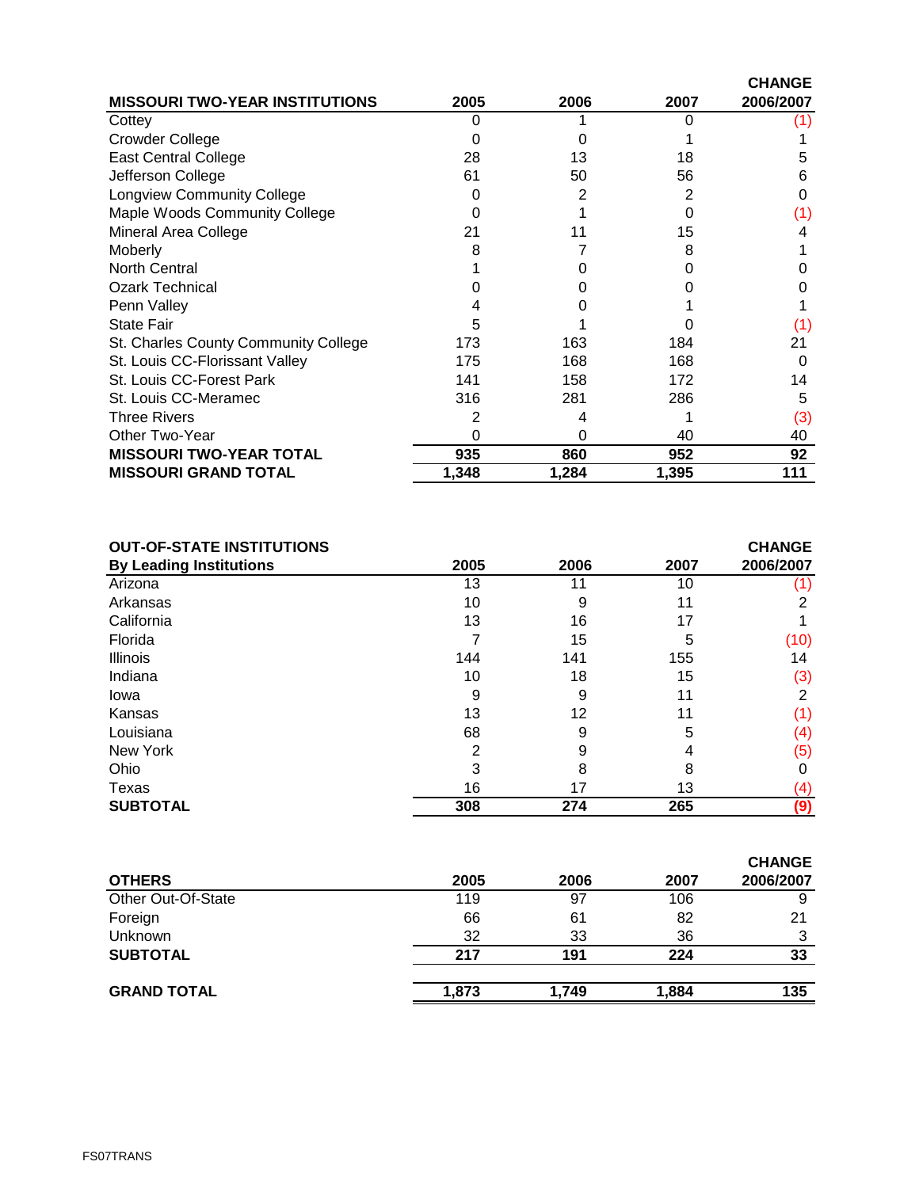| MISSOURI TWO-YEAR INSTITUTIONS | 2005 | 2006 | 2007 | CHANGE 2006/2007 |
|---|---|---|---|---|
| Cottey | 0 | 1 | 0 | (1) |
| Crowder College | 0 | 0 | 1 | 1 |
| East Central College | 28 | 13 | 18 | 5 |
| Jefferson College | 61 | 50 | 56 | 6 |
| Longview Community College | 0 | 2 | 2 | 0 |
| Maple Woods Community College | 0 | 1 | 0 | (1) |
| Mineral Area College | 21 | 11 | 15 | 4 |
| Moberly | 8 | 7 | 8 | 1 |
| North Central | 1 | 0 | 0 | 0 |
| Ozark Technical | 0 | 0 | 0 | 0 |
| Penn Valley | 4 | 0 | 1 | 1 |
| State Fair | 5 | 1 | 0 | (1) |
| St. Charles County Community College | 173 | 163 | 184 | 21 |
| St. Louis CC-Florissant Valley | 175 | 168 | 168 | 0 |
| St. Louis CC-Forest Park | 141 | 158 | 172 | 14 |
| St. Louis CC-Meramec | 316 | 281 | 286 | 5 |
| Three Rivers | 2 | 4 | 1 | (3) |
| Other Two-Year | 0 | 0 | 40 | 40 |
| **MISSOURI TWO-YEAR TOTAL** | **935** | **860** | **952** | **92** |
| **MISSOURI GRAND TOTAL** | **1,348** | **1,284** | **1,395** | **111** |

| OUT-OF-STATE INSTITUTIONS By Leading Institutions | 2005 | 2006 | 2007 | CHANGE 2006/2007 |
|---|---|---|---|---|
| Arizona | 13 | 11 | 10 | (1) |
| Arkansas | 10 | 9 | 11 | 2 |
| California | 13 | 16 | 17 | 1 |
| Florida | 7 | 15 | 5 | (10) |
| Illinois | 144 | 141 | 155 | 14 |
| Indiana | 10 | 18 | 15 | (3) |
| Iowa | 9 | 9 | 11 | 2 |
| Kansas | 13 | 12 | 11 | (1) |
| Louisiana | 68 | 9 | 5 | (4) |
| New York | 2 | 9 | 4 | (5) |
| Ohio | 3 | 8 | 8 | 0 |
| Texas | 16 | 17 | 13 | (4) |
| **SUBTOTAL** | **308** | **274** | **265** | **(9)** |

| OTHERS | 2005 | 2006 | 2007 | CHANGE 2006/2007 |
|---|---|---|---|---|
| Other Out-Of-State | 119 | 97 | 106 | 9 |
| Foreign | 66 | 61 | 82 | 21 |
| Unknown | 32 | 33 | 36 | 3 |
| **SUBTOTAL** | **217** | **191** | **224** | **33** |
| **GRAND TOTAL** | **1,873** | **1,749** | **1,884** | **135** |

FS07TRANS